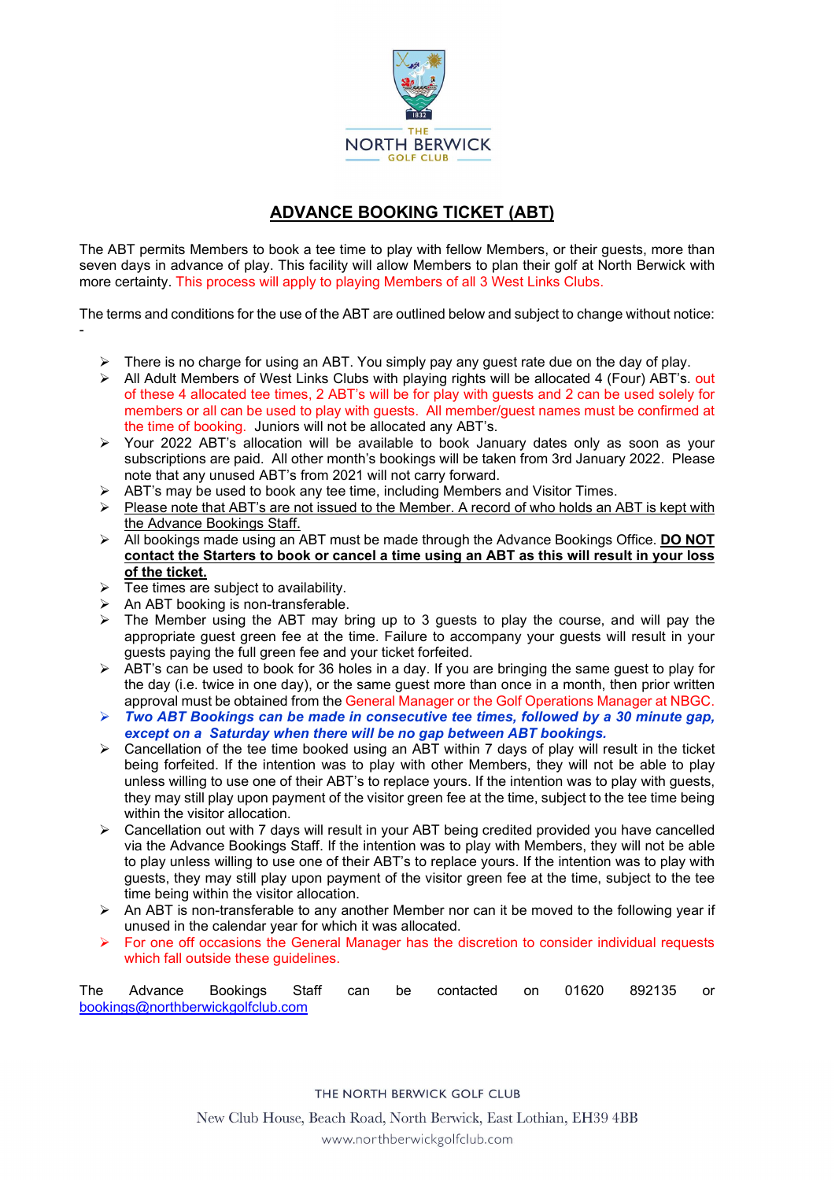THE NORTH BERWICK GOLF CLUB

# ADVANCE BOOKING TICKET (ABT)

The ABT permits Members to book a tee time to play with fellow Members, or their guests, more than seven days in advance of play. This facility will allow Members to plan their golf at North Berwick with more certainty. This process will apply to playing Members of all 3 West Links Clubs.

The terms and conditions for the use of the ABT are outlined below and subject to change without notice: -

- There is no charge for using an ABT. You simply pay any guest rate due on the day of play.
- All Adult Members of West Links Clubs with playing rights will be allocated 4 (Four) ABT's. out of these 4 allocated tee times, 2 ABT's will be for play with guests and 2 can be used solely for members or all can be used to play with guests. All member/guest names must be confirmed at the time of booking. Juniors will not be allocated any ABT's.
- Your 2022 ABT's allocation will be available to book January dates only as soon as your subscriptions are paid. All other month's bookings will be taken from 3rd January 2022. Please note that any unused ABT's from 2021 will not carry forward.
- ABT's may be used to book any tee time, including Members and Visitor Times.
- Please note that ABT's are not issued to the Member. A record of who holds an ABT is kept with the Advance Bookings Staff.
- All bookings made using an ABT must be made through the Advance Bookings Office. **DO NOT contact the Starters to book or cancel a time using an ABT as this will result in your loss of the ticket.**
- Tee times are subject to availability.
- An ABT booking is non-transferable.
- The Member using the ABT may bring up to 3 guests to play the course, and will pay the appropriate guest green fee at the time. Failure to accompany your guests will result in your guests paying the full green fee and your ticket forfeited.
- ABT's can be used to book for 36 holes in a day. If you are bringing the same guest to play for the day (i.e. twice in one day), or the same guest more than once in a month, then prior written approval must be obtained from the General Manager or the Golf Operations Manager at NBGC.
- ***Two ABT Bookings can be made in consecutive tee times, followed by a 30 minute gap, except on a Saturday when there will be no gap between ABT bookings.***
- Cancellation of the tee time booked using an ABT within 7 days of play will result in the ticket being forfeited. If the intention was to play with other Members, they will not be able to play unless willing to use one of their ABT's to replace yours. If the intention was to play with guests, they may still play upon payment of the visitor green fee at the time, subject to the tee time being within the visitor allocation.
- Cancellation out with 7 days will result in your ABT being credited provided you have cancelled via the Advance Bookings Staff. If the intention was to play with Members, they will not be able to play unless willing to use one of their ABT's to replace yours. If the intention was to play with guests, they may still play upon payment of the visitor green fee at the time, subject to the tee time being within the visitor allocation.
- An ABT is non-transferable to any another Member nor can it be moved to the following year if unused in the calendar year for which it was allocated.
- For one off occasions the General Manager has the discretion to consider individual requests which fall outside these guidelines.

The Advance Bookings Staff can be contacted on 01620 892135 or bookings@northberwickgolfclub.com

THE NORTH BERWICK GOLF CLUB

New Club House, Beach Road, North Berwick, East Lothian, EH39 4BB

www.northberwickgolfclub.com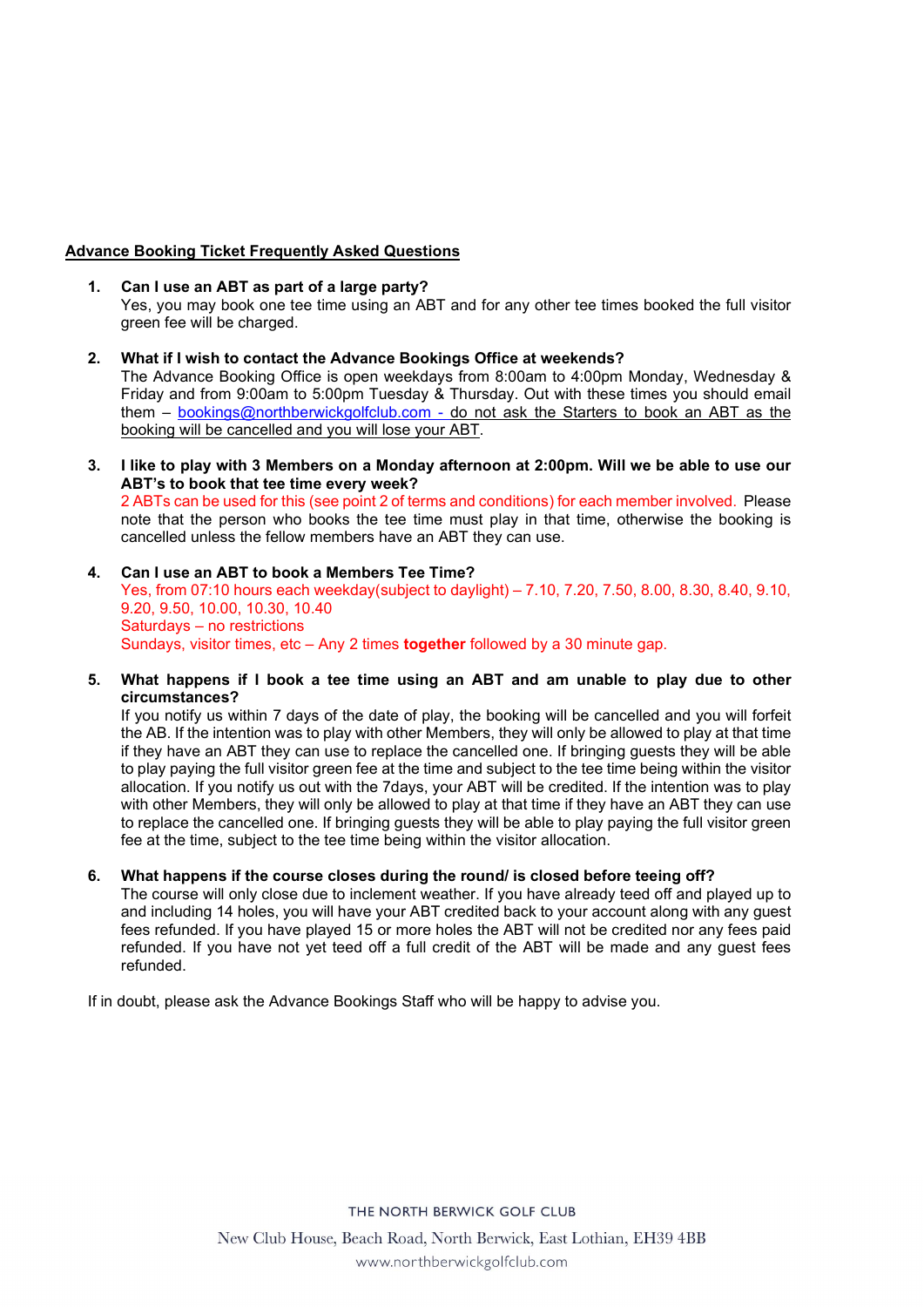## Advance Booking Ticket Frequently Asked Questions

1. **Can I use an ABT as part of a large party?**
   Yes, you may book one tee time using an ABT and for any other tee times booked the full visitor green fee will be charged.

2. **What if I wish to contact the Advance Bookings Office at weekends?**
   The Advance Booking Office is open weekdays from 8:00am to 4:00pm Monday, Wednesday & Friday and from 9:00am to 5:00pm Tuesday & Thursday. Out with these times you should email them – bookings@northberwickgolfclub.com - do not ask the Starters to book an ABT as the booking will be cancelled and you will lose your ABT.

3. **I like to play with 3 Members on a Monday afternoon at 2:00pm. Will we be able to use our ABT's to book that tee time every week?**
   2 ABTs can be used for this (see point 2 of terms and conditions) for each member involved. Please note that the person who books the tee time must play in that time, otherwise the booking is cancelled unless the fellow members have an ABT they can use.

4. **Can I use an ABT to book a Members Tee Time?**
   Yes, from 07:10 hours each weekday(subject to daylight) – 7.10, 7.20, 7.50, 8.00, 8.30, 8.40, 9.10, 9.20, 9.50, 10.00, 10.30, 10.40
   Saturdays – no restrictions
   Sundays, visitor times, etc – Any 2 times **together** followed by a 30 minute gap.

5. **What happens if I book a tee time using an ABT and am unable to play due to other circumstances?**
   If you notify us within 7 days of the date of play, the booking will be cancelled and you will forfeit the AB. If the intention was to play with other Members, they will only be allowed to play at that time if they have an ABT they can use to replace the cancelled one. If bringing guests they will be able to play paying the full visitor green fee at the time and subject to the tee time being within the visitor allocation. If you notify us out with the 7days, your ABT will be credited. If the intention was to play with other Members, they will only be allowed to play at that time if they have an ABT they can use to replace the cancelled one. If bringing guests they will be able to play paying the full visitor green fee at the time, subject to the tee time being within the visitor allocation.

6. **What happens if the course closes during the round/ is closed before teeing off?**
   The course will only close due to inclement weather. If you have already teed off and played up to and including 14 holes, you will have your ABT credited back to your account along with any guest fees refunded. If you have played 15 or more holes the ABT will not be credited nor any fees paid refunded. If you have not yet teed off a full credit of the ABT will be made and any guest fees refunded.

If in doubt, please ask the Advance Bookings Staff who will be happy to advise you.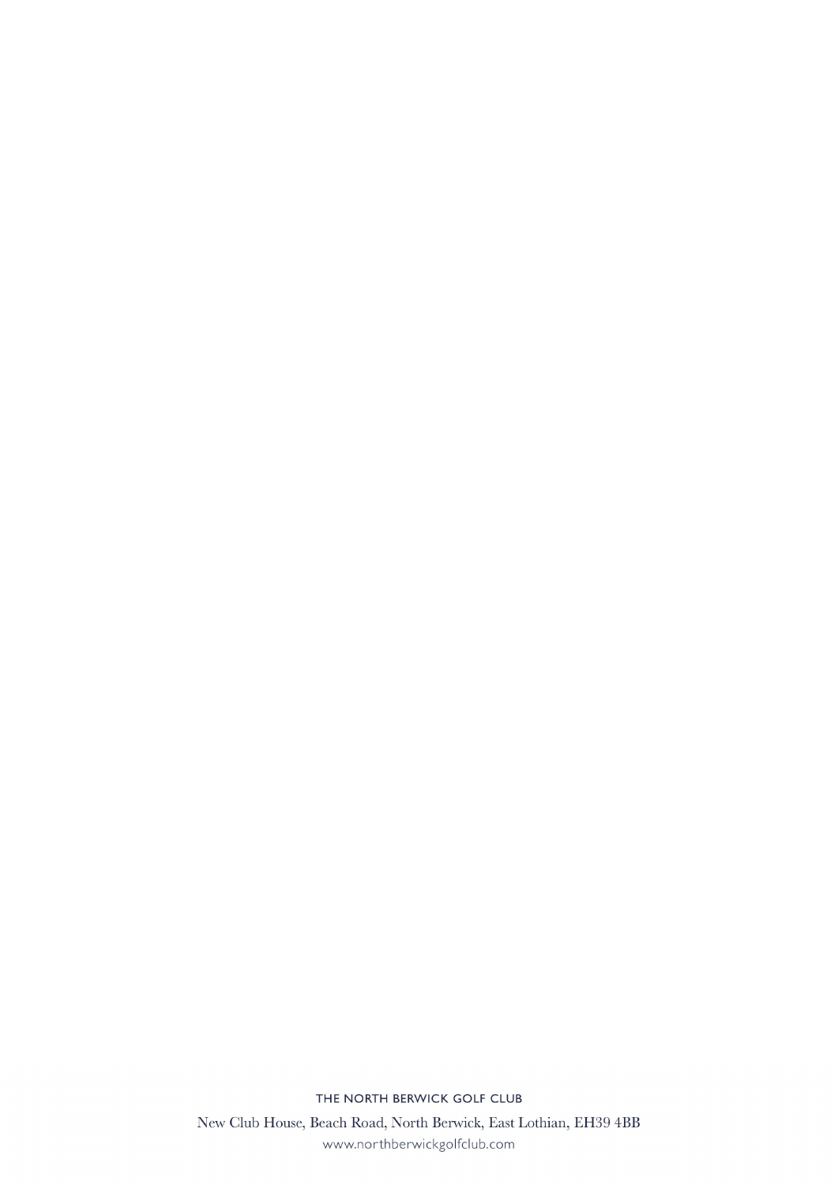THE NORTH BERWICK GOLF CLUB

New Club House, Beach Road, North Berwick, East Lothian, EH39 4BB

www.northberwickgolfclub.com